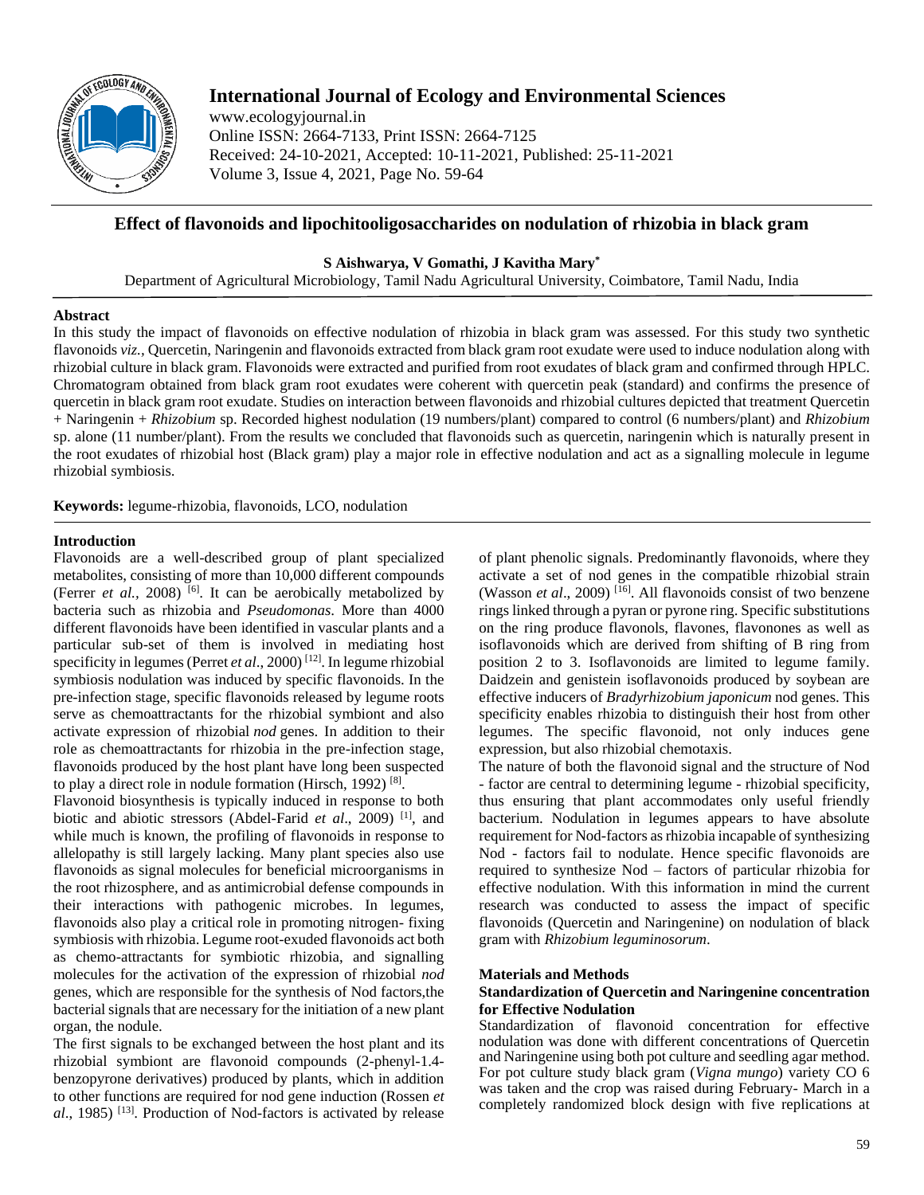# Effect of flavonoids and lipochitooligosaccharides on nodulation of rhizobia in black gram

**S Aishwarya, V Gomathi, J Kavitha Mary***

Department of Agricultural Microbiology, Tamil Nadu Agricultural University, Coimbatore, Tamil Nadu, India

## Abstract

In this study the impact of flavonoids on effective nodulation of rhizobia in black gram was assessed. For this study two synthetic flavonoids *viz.*, Quercetin, Naringenin and flavonoids extracted from black gram root exudate were used to induce nodulation along with rhizobial culture in black gram. Flavonoids were extracted and purified from root exudates of black gram and confirmed through HPLC. Chromatogram obtained from black gram root exudates were coherent with quercetin peak (standard) and confirms the presence of quercetin in black gram root exudate. Studies on interaction between flavonoids and rhizobial cultures depicted that treatment Quercetin + Naringenin + *Rhizobium* sp. Recorded highest nodulation (19 numbers/plant) compared to control (6 numbers/plant) and *Rhizobium* sp. alone (11 number/plant). From the results we concluded that flavonoids such as quercetin, naringenin which is naturally present in the root exudates of rhizobial host (Black gram) play a major role in effective nodulation and act as a signalling molecule in legume rhizobial symbiosis.

**Keywords:** legume-rhizobia, flavonoids, LCO, nodulation

## Introduction

Flavonoids are a well-described group of plant specialized metabolites, consisting of more than 10,000 different compounds (Ferrer *et al.,* 2008) [6]. It can be aerobically metabolized by bacteria such as rhizobia and *Pseudomonas*. More than 4000 different flavonoids have been identified in vascular plants and a particular sub-set of them is involved in mediating host specificity in legumes (Perret *et al*., 2000) [12]. In legume rhizobial symbiosis nodulation was induced by specific flavonoids. In the pre-infection stage, specific flavonoids released by legume roots serve as chemoattractants for the rhizobial symbiont and also activate expression of rhizobial *nod* genes. In addition to their role as chemoattractants for rhizobia in the pre-infection stage, flavonoids produced by the host plant have long been suspected to play a direct role in nodule formation (Hirsch, 1992) [8].

Flavonoid biosynthesis is typically induced in response to both biotic and abiotic stressors (Abdel-Farid *et al*., 2009) [1], and while much is known, the profiling of flavonoids in response to allelopathy is still largely lacking. Many plant species also use flavonoids as signal molecules for beneficial microorganisms in the root rhizosphere, and as antimicrobial defense compounds in their interactions with pathogenic microbes. In legumes, flavonoids also play a critical role in promoting nitrogen- fixing symbiosis with rhizobia. Legume root-exuded flavonoids act both as chemo-attractants for symbiotic rhizobia, and signalling molecules for the activation of the expression of rhizobial *nod* genes, which are responsible for the synthesis of Nod factors,the bacterial signals that are necessary for the initiation of a new plant organ, the nodule.

The first signals to be exchanged between the host plant and its rhizobial symbiont are flavonoid compounds (2-phenyl-1.4-benzopyrone derivatives) produced by plants, which in addition to other functions are required for nod gene induction (Rossen *et al*., 1985) [13]. Production of Nod-factors is activated by release of plant phenolic signals. Predominantly flavonoids, where they activate a set of nod genes in the compatible rhizobial strain (Wasson *et al*., 2009) [16]. All flavonoids consist of two benzene rings linked through a pyran or pyrone ring. Specific substitutions on the ring produce flavonols, flavones, flavonones as well as isoflavonoids which are derived from shifting of B ring from position 2 to 3. Isoflavonoids are limited to legume family. Daidzein and genistein isoflavonoids produced by soybean are effective inducers of *Bradyrhizobium japonicum* nod genes. This specificity enables rhizobia to distinguish their host from other legumes. The specific flavonoid, not only induces gene expression, but also rhizobial chemotaxis.

The nature of both the flavonoid signal and the structure of Nod - factor are central to determining legume - rhizobial specificity, thus ensuring that plant accommodates only useful friendly bacterium. Nodulation in legumes appears to have absolute requirement for Nod-factors as rhizobia incapable of synthesizing Nod - factors fail to nodulate. Hence specific flavonoids are required to synthesize Nod – factors of particular rhizobia for effective nodulation. With this information in mind the current research was conducted to assess the impact of specific flavonoids (Quercetin and Naringenine) on nodulation of black gram with *Rhizobium leguminosorum*.

## Materials and Methods

### Standardization of Quercetin and Naringenine concentration for Effective Nodulation

Standardization of flavonoid concentration for effective nodulation was done with different concentrations of Quercetin and Naringenine using both pot culture and seedling agar method. For pot culture study black gram (*Vigna mungo*) variety CO 6 was taken and the crop was raised during February- March in a completely randomized block design with five replications at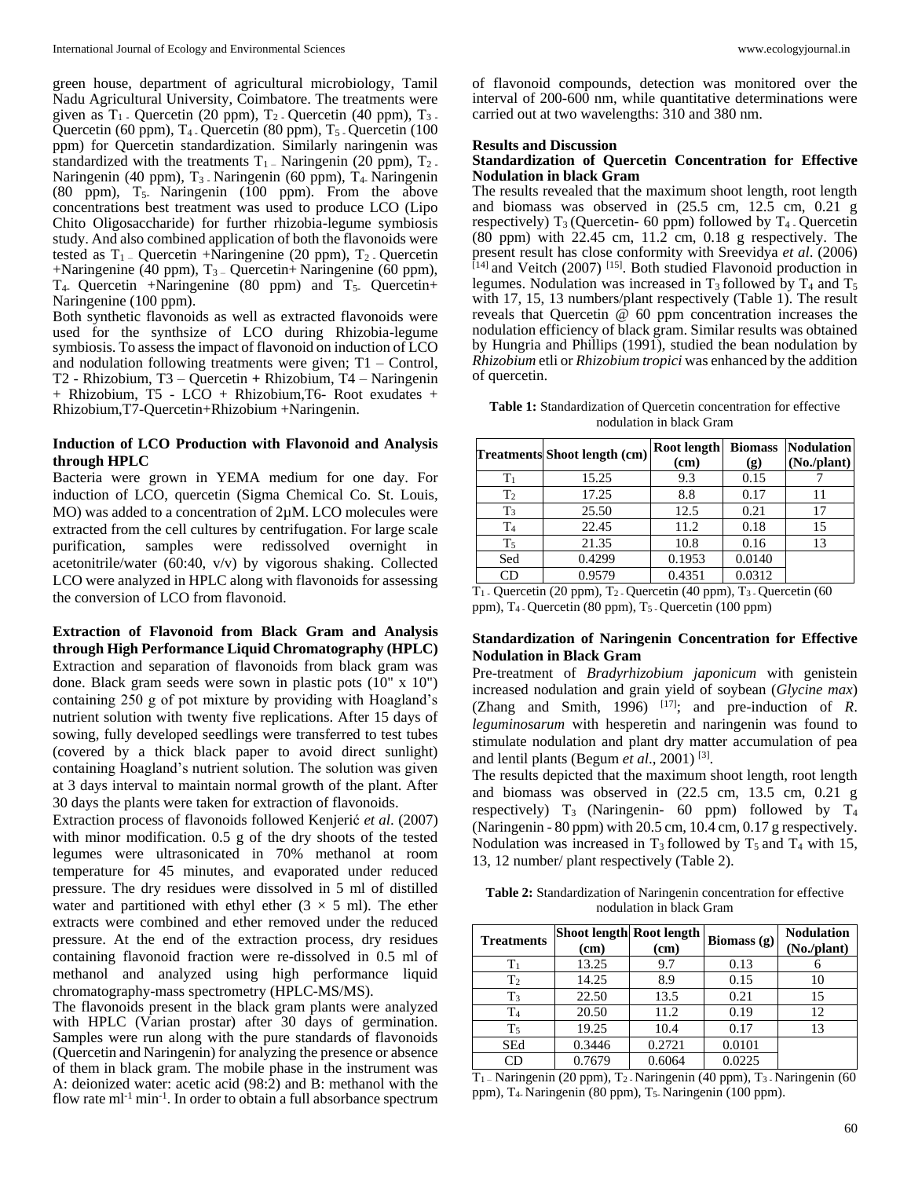green house, department of agricultural microbiology, Tamil Nadu Agricultural University, Coimbatore. The treatments were given as $T_1$ - Quercetin (20 ppm), $T_2$ - Quercetin (40 ppm), $T_3$ - Quercetin (60 ppm), $T_4$ - Quercetin (80 ppm), $T_5$ - Quercetin (100 ppm) for Quercetin standardization. Similarly naringenin was standardized with the treatments $T_1$ – Naringenin (20 ppm), $T_2$ - Naringenin (40 ppm), $T_3$ - Naringenin (60 ppm), $T_4$- Naringenin (80 ppm), $T_5$- Naringenin (100 ppm). From the above concentrations best treatment was used to produce LCO (Lipo Chito Oligosaccharide) for further rhizobia-legume symbiosis study. And also combined application of both the flavonoids were tested as $T_1$ – Quercetin +Naringenine (20 ppm), $T_2$ - Quercetin +Naringenine (40 ppm), $T_3$ – Quercetin+ Naringenine (60 ppm), $T_4$- Quercetin +Naringenine (80 ppm) and $T_5$- Quercetin+ Naringenine (100 ppm).

Both synthetic flavonoids as well as extracted flavonoids were used for the synthsize of LCO during Rhizobia-legume symbiosis. To assess the impact of flavonoid on induction of LCO and nodulation following treatments were given; T1 – Control, T2 - Rhizobium, T3 – Quercetin + Rhizobium, T4 – Naringenin + Rhizobium, T5 - LCO + Rhizobium,T6- Root exudates + Rhizobium,T7-Quercetin+Rhizobium +Naringenin.

**Induction of LCO Production with Flavonoid and Analysis through HPLC**

Bacteria were grown in YEMA medium for one day. For induction of LCO, quercetin (Sigma Chemical Co. St. Louis, MO) was added to a concentration of 2µM. LCO molecules were extracted from the cell cultures by centrifugation. For large scale purification, samples were redissolved overnight in acetonitrile/water (60:40, v/v) by vigorous shaking. Collected LCO were analyzed in HPLC along with flavonoids for assessing the conversion of LCO from flavonoid.

**Extraction of Flavonoid from Black Gram and Analysis through High Performance Liquid Chromatography (HPLC)**

Extraction and separation of flavonoids from black gram was done. Black gram seeds were sown in plastic pots (10" x 10") containing 250 g of pot mixture by providing with Hoagland's nutrient solution with twenty five replications. After 15 days of sowing, fully developed seedlings were transferred to test tubes (covered by a thick black paper to avoid direct sunlight) containing Hoagland's nutrient solution. The solution was given at 3 days interval to maintain normal growth of the plant. After 30 days the plants were taken for extraction of flavonoids.

Extraction process of flavonoids followed Kenjerić *et al*. (2007) with minor modification. 0.5 g of the dry shoots of the tested legumes were ultrasonicated in 70% methanol at room temperature for 45 minutes, and evaporated under reduced pressure. The dry residues were dissolved in 5 ml of distilled water and partitioned with ethyl ether ($3 \times 5$ ml). The ether extracts were combined and ether removed under the reduced pressure. At the end of the extraction process, dry residues containing flavonoid fraction were re-dissolved in 0.5 ml of methanol and analyzed using high performance liquid chromatography-mass spectrometry (HPLC-MS/MS).

The flavonoids present in the black gram plants were analyzed with HPLC (Varian prostar) after 30 days of germination. Samples were run along with the pure standards of flavonoids (Quercetin and Naringenin) for analyzing the presence or absence of them in black gram. The mobile phase in the instrument was A: deionized water: acetic acid (98:2) and B: methanol with the flow rate ml$^{-1}$ min$^{-1}$. In order to obtain a full absorbance spectrum of flavonoid compounds, detection was monitored over the interval of 200-600 nm, while quantitative determinations were carried out at two wavelengths: 310 and 380 nm.

**Results and Discussion**

**Standardization of Quercetin Concentration for Effective Nodulation in black Gram**

The results revealed that the maximum shoot length, root length and biomass was observed in (25.5 cm, 12.5 cm, 0.21 g respectively) $T_3$ (Quercetin- 60 ppm) followed by $T_4$ - Quercetin (80 ppm) with 22.45 cm, 11.2 cm, 0.18 g respectively. The present result has close conformity with Sreevidya *et al*. (2006) [14] and Veitch (2007) [15]. Both studied Flavonoid production in legumes. Nodulation was increased in $T_3$ followed by $T_4$ and $T_5$ with 17, 15, 13 numbers/plant respectively (Table 1). The result reveals that Quercetin @ 60 ppm concentration increases the nodulation efficiency of black gram. Similar results was obtained by Hungria and Phillips (1991), studied the bean nodulation by *Rhizobium* etli or *Rhizobium tropici* was enhanced by the addition of quercetin.

**Table 1:** Standardization of Quercetin concentration for effective nodulation in black Gram

| Treatments | Shoot length (cm) | Root length (cm) | Biomass (g) | Nodulation (No./plant) |
|---|---|---|---|---|
| $T_1$ | 15.25 | 9.3 | 0.15 | 7 |
| $T_2$ | 17.25 | 8.8 | 0.17 | 11 |
| $T_3$ | 25.50 | 12.5 | 0.21 | 17 |
| $T_4$ | 22.45 | 11.2 | 0.18 | 15 |
| $T_5$ | 21.35 | 10.8 | 0.16 | 13 |
| Sed | 0.4299 | 0.1953 | 0.0140 | |
| CD | 0.9579 | 0.4351 | 0.0312 | |

$T_1$ - Quercetin (20 ppm), $T_2$ - Quercetin (40 ppm), $T_3$ - Quercetin (60 ppm), $T_4$ - Quercetin (80 ppm), $T_5$ - Quercetin (100 ppm)

**Standardization of Naringenin Concentration for Effective Nodulation in Black Gram**

Pre-treatment of *Bradyrhizobium japonicum* with genistein increased nodulation and grain yield of soybean (*Glycine max*) (Zhang and Smith, 1996) [17]; and pre-induction of *R. leguminosarum* with hesperetin and naringenin was found to stimulate nodulation and plant dry matter accumulation of pea and lentil plants (Begum *et al*., 2001) [3].

The results depicted that the maximum shoot length, root length and biomass was observed in (22.5 cm, 13.5 cm, 0.21 g respectively) $T_3$ (Naringenin- 60 ppm) followed by $T_4$ (Naringenin - 80 ppm) with 20.5 cm, 10.4 cm, 0.17 g respectively. Nodulation was increased in $T_3$ followed by $T_5$ and $T_4$ with 15, 13, 12 number/ plant respectively (Table 2).

**Table 2:** Standardization of Naringenin concentration for effective nodulation in black Gram

| Treatments | Shoot length (cm) | Root length (cm) | Biomass (g) | Nodulation (No./plant) |
|---|---|---|---|---|
| $T_1$ | 13.25 | 9.7 | 0.13 | 6 |
| $T_2$ | 14.25 | 8.9 | 0.15 | 10 |
| $T_3$ | 22.50 | 13.5 | 0.21 | 15 |
| $T_4$ | 20.50 | 11.2 | 0.19 | 12 |
| $T_5$ | 19.25 | 10.4 | 0.17 | 13 |
| SEd | 0.3446 | 0.2721 | 0.0101 | |
| CD | 0.7679 | 0.6064 | 0.0225 | |

$T_1$ – Naringenin (20 ppm), $T_2$ - Naringenin (40 ppm), $T_3$ - Naringenin (60 ppm), $T_4$- Naringenin (80 ppm), $T_5$- Naringenin (100 ppm).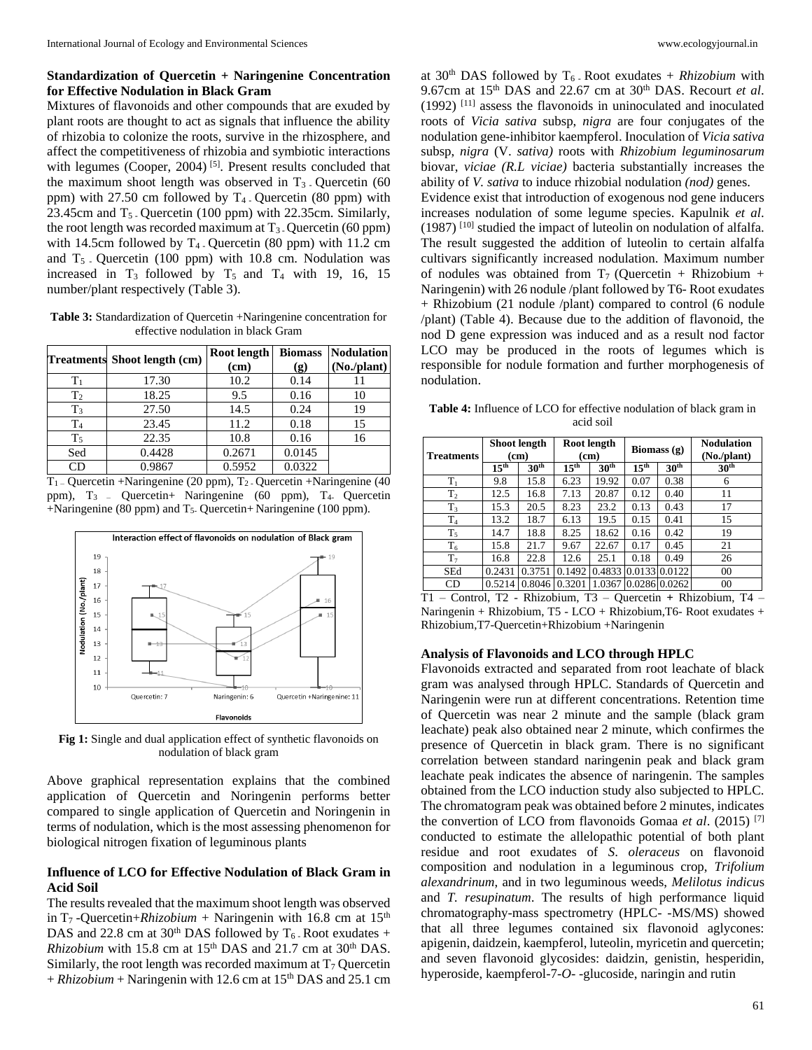### Standardization of Quercetin + Naringenine Concentration for Effective Nodulation in Black Gram

Mixtures of flavonoids and other compounds that are exuded by plant roots are thought to act as signals that influence the ability of rhizobia to colonize the roots, survive in the rhizosphere, and affect the competitiveness of rhizobia and symbiotic interactions with legumes (Cooper, 2004) [5]. Present results concluded that the maximum shoot length was observed in $T_3$ - Quercetin (60 ppm) with 27.50 cm followed by $T_4$ - Quercetin (80 ppm) with 23.45cm and $T_5$ - Quercetin (100 ppm) with 22.35cm. Similarly, the root length was recorded maximum at $T_3$ - Quercetin (60 ppm) with 14.5cm followed by $T_4$ - Quercetin (80 ppm) with 11.2 cm and $T_5$ - Quercetin (100 ppm) with 10.8 cm. Nodulation was increased in $T_3$ followed by $T_5$ and $T_4$ with 19, 16, 15 number/plant respectively (Table 3).

**Table 3:** Standardization of Quercetin +Naringenine concentration for effective nodulation in black Gram

| Treatments | Shoot length (cm) | Root length (cm) | Biomass (g) | Nodulation (No./plant) |
|---|---|---|---|---|
| $T_1$ | 17.30 | 10.2 | 0.14 | 11 |
| $T_2$ | 18.25 | 9.5 | 0.16 | 10 |
| $T_3$ | 27.50 | 14.5 | 0.24 | 19 |
| $T_4$ | 23.45 | 11.2 | 0.18 | 15 |
| $T_5$ | 22.35 | 10.8 | 0.16 | 16 |
| Sed | 0.4428 | 0.2671 | 0.0145 | |
| CD | 0.9867 | 0.5952 | 0.0322 | |

$T_1$ – Quercetin +Naringenine (20 ppm), $T_2$ - Quercetin +Naringenine (40 ppm), $T_3$ – Quercetin+ Naringenine (60 ppm), $T_4$- Quercetin +Naringenine (80 ppm) and $T_5$- Quercetin+ Naringenine (100 ppm).

**Fig 1:** Single and dual application effect of synthetic flavonoids on nodulation of black gram

Above graphical representation explains that the combined application of Quercetin and Noringenin performs better compared to single application of Quercetin and Noringenin in terms of nodulation, which is the most assessing phenomenon for biological nitrogen fixation of leguminous plants

### Influence of LCO for Effective Nodulation of Black Gram in Acid Soil

The results revealed that the maximum shoot length was observed in $T_7$ -Quercetin+*Rhizobium* + Naringenin with 16.8 cm at 15th DAS and 22.8 cm at 30th DAS followed by $T_6$ - Root exudates + *Rhizobium* with 15.8 cm at 15th DAS and 21.7 cm at 30th DAS. Similarly, the root length was recorded maximum at $T_7$ Quercetin + *Rhizobium* + Naringenin with 12.6 cm at 15th DAS and 25.1 cm at 30th DAS followed by $T_6$ - Root exudates + *Rhizobium* with 9.67cm at 15th DAS and 22.67 cm at 30th DAS. Recourt *et al*. (1992) [11] assess the flavonoids in uninoculated and inoculated roots of *Vicia sativa* subsp, *nigra* are four conjugates of the nodulation gene-inhibitor kaempferol. Inoculation of *Vicia sativa* subsp, *nigra* (V. *sativa)* roots with *Rhizobium leguminosarum* biovar, *viciae (R.L viciae)* bacteria substantially increases the ability of *V. sativa* to induce rhizobial nodulation *(nod)* genes.

Evidence exist that introduction of exogenous nod gene inducers increases nodulation of some legume species. Kapulnik *et al*. (1987) [10] studied the impact of luteolin on nodulation of alfalfa. The result suggested the addition of luteolin to certain alfalfa cultivars significantly increased nodulation. Maximum number of nodules was obtained from $T_7$ (Quercetin + Rhizobium + Naringenin) with 26 nodule /plant followed by T6- Root exudates + Rhizobium (21 nodule /plant) compared to control (6 nodule /plant) (Table 4). Because due to the addition of flavonoid, the nod D gene expression was induced and as a result nod factor LCO may be produced in the roots of legumes which is responsible for nodule formation and further morphogenesis of nodulation.

**Table 4:** Influence of LCO for effective nodulation of black gram in acid soil

| Treatments | Shoot length (cm) | | Root length (cm) | | Biomass (g) | | Nodulation (No./plant) |
|---|---|---|---|---|---|---|---|
| | 15th | 30th | 15th | 30th | 15th | 30th | 30th |
| $T_1$ | 9.8 | 15.8 | 6.23 | 19.92 | 0.07 | 0.38 | 6 |
| $T_2$ | 12.5 | 16.8 | 7.13 | 20.87 | 0.12 | 0.40 | 11 |
| $T_3$ | 15.3 | 20.5 | 8.23 | 23.2 | 0.13 | 0.43 | 17 |
| $T_4$ | 13.2 | 18.7 | 6.13 | 19.5 | 0.15 | 0.41 | 15 |
| $T_5$ | 14.7 | 18.8 | 8.25 | 18.62 | 0.16 | 0.42 | 19 |
| $T_6$ | 15.8 | 21.7 | 9.67 | 22.67 | 0.17 | 0.45 | 21 |
| $T_7$ | 16.8 | 22.8 | 12.6 | 25.1 | 0.18 | 0.49 | 26 |
| SEd | 0.2431 | 0.3751 | 0.1492 | 0.4833 | 0.0133 | 0.0122 | 00 |
| CD | 0.5214 | 0.8046 | 0.3201 | 1.0367 | 0.0286 | 0.0262 | 00 |

T1 – Control, T2 - Rhizobium, T3 – Quercetin + Rhizobium, T4 – Naringenin + Rhizobium, T5 - LCO + Rhizobium,T6- Root exudates + Rhizobium,T7-Quercetin+Rhizobium +Naringenin

### Analysis of Flavonoids and LCO through HPLC

Flavonoids extracted and separated from root leachate of black gram was analysed through HPLC. Standards of Quercetin and Naringenin were run at different concentrations. Retention time of Quercetin was near 2 minute and the sample (black gram leachate) peak also obtained near 2 minute, which confirmes the presence of Quercetin in black gram. There is no significant correlation between standard naringenin peak and black gram leachate peak indicates the absence of naringenin. The samples obtained from the LCO induction study also subjected to HPLC. The chromatogram peak was obtained before 2 minutes, indicates the convertion of LCO from flavonoids Gomaa *et al*. (2015) [7] conducted to estimate the allelopathic potential of both plant residue and root exudates of *S. oleraceus* on flavonoid composition and nodulation in a leguminous crop, *Trifolium alexandrinum*, and in two leguminous weeds, *Melilotus indicu*s and *T. resupinatum*. The results of high performance liquid chromatography-mass spectrometry (HPLC- -MS/MS) showed that all three legumes contained six flavonoid aglycones: apigenin, daidzein, kaempferol, luteolin, myricetin and quercetin; and seven flavonoid glycosides: daidzin, genistin, hesperidin, hyperoside, kaempferol-7-*O*- -glucoside, naringin and rutin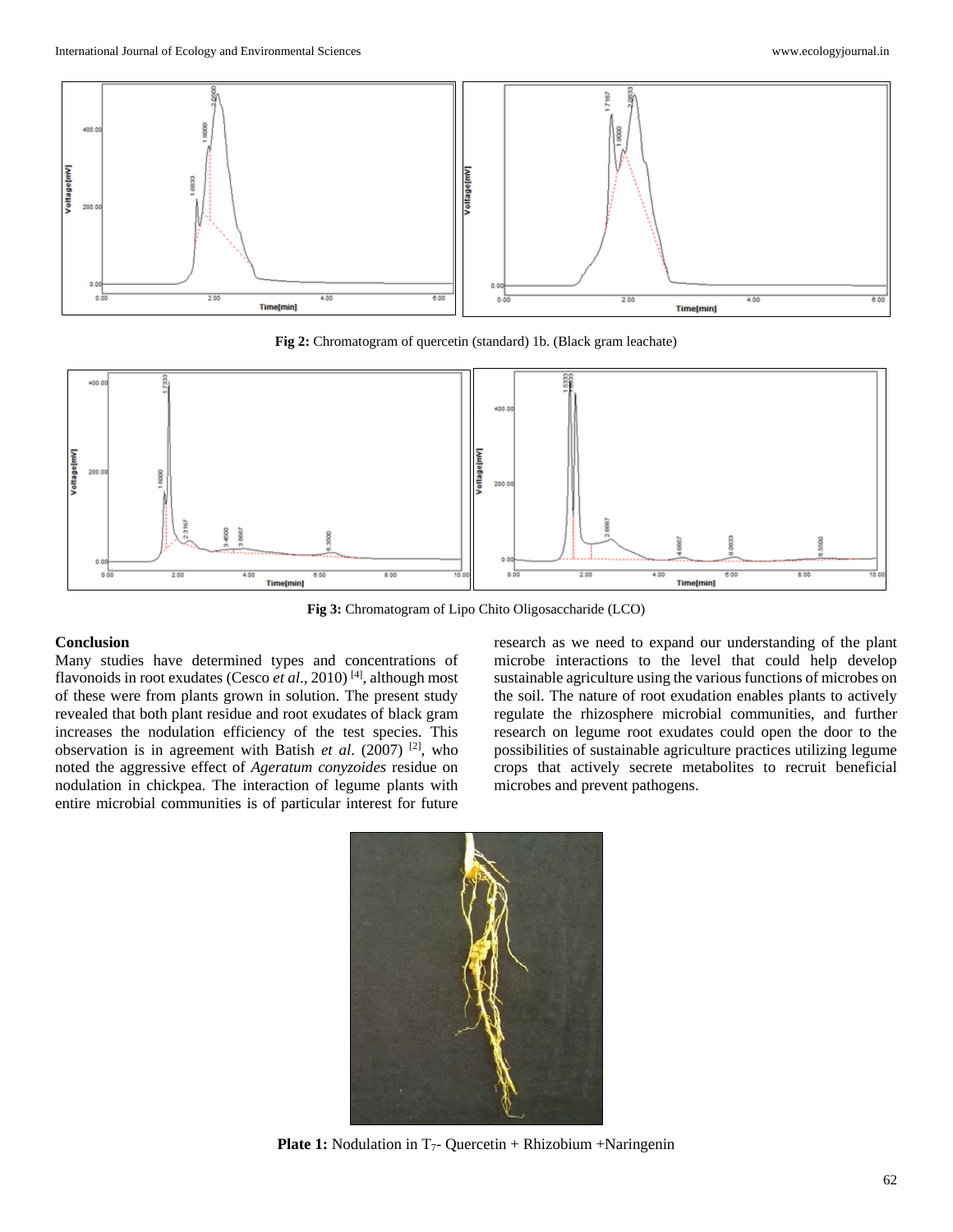Fig 2: Chromatogram of quercetin (standard) 1b. (Black gram leachate)

Fig 3: Chromatogram of Lipo Chito Oligosaccharide (LCO)

## Conclusion

Many studies have determined types and concentrations of flavonoids in root exudates (Cesco *et al*., 2010) [4], although most of these were from plants grown in solution. The present study revealed that both plant residue and root exudates of black gram increases the nodulation efficiency of the test species. This observation is in agreement with Batish *et al*. (2007) [2], who noted the aggressive effect of *Ageratum conyzoides* residue on nodulation in chickpea. The interaction of legume plants with entire microbial communities is of particular interest for future research as we need to expand our understanding of the plant microbe interactions to the level that could help develop sustainable agriculture using the various functions of microbes on the soil. The nature of root exudation enables plants to actively regulate the rhizosphere microbial communities, and further research on legume root exudates could open the door to the possibilities of sustainable agriculture practices utilizing legume crops that actively secrete metabolites to recruit beneficial microbes and prevent pathogens.

**Plate 1:** Nodulation in $T_7$- Quercetin + Rhizobium +Naringenin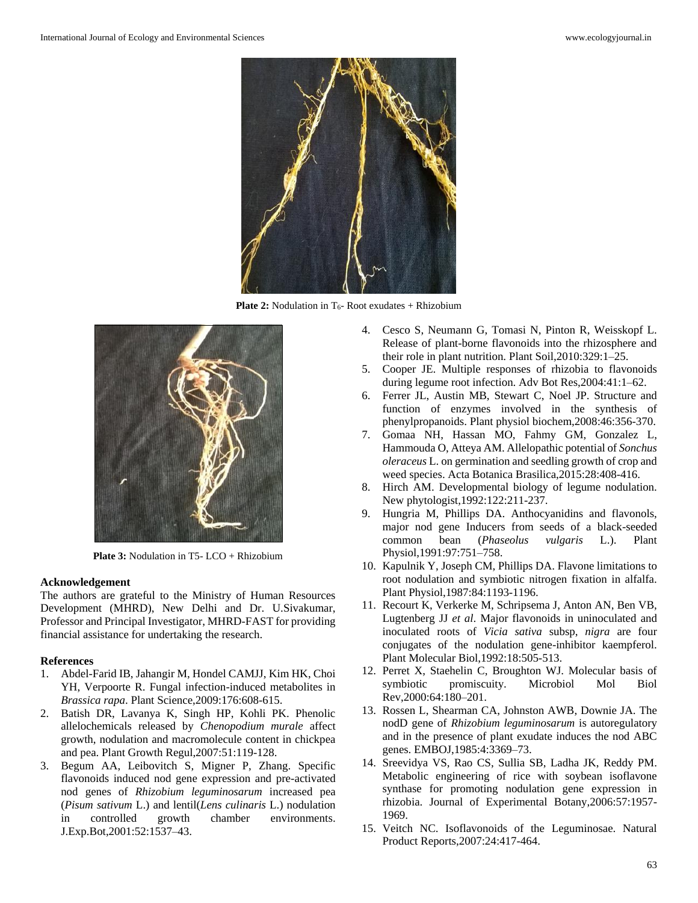**Plate 2:** Nodulation in $T_6$- Root exudates + Rhizobium

**Plate 3:** Nodulation in T5- LCO + Rhizobium

## Acknowledgement

The authors are grateful to the Ministry of Human Resources Development (MHRD), New Delhi and Dr. U.Sivakumar, Professor and Principal Investigator, MHRD-FAST for providing financial assistance for undertaking the research.

## References

1. Abdel-Farid IB, Jahangir M, Hondel CAMJJ, Kim HK, Choi YH, Verpoorte R. Fungal infection-induced metabolites in *Brassica rapa*. Plant Science,2009:176:608-615.
2. Batish DR, Lavanya K, Singh HP, Kohli PK. Phenolic allelochemicals released by *Chenopodium murale* affect growth, nodulation and macromolecule content in chickpea and pea. Plant Growth Regul,2007:51:119-128.
3. Begum AA, Leibovitch S, Migner P, Zhang. Specific flavonoids induced nod gene expression and pre-activated nod genes of *Rhizobium leguminosarum* increased pea (*Pisum sativum* L.) and lentil(*Lens culinaris* L.) nodulation in controlled growth chamber environments. J.Exp.Bot,2001:52:1537–43.
4. Cesco S, Neumann G, Tomasi N, Pinton R, Weisskopf L. Release of plant-borne flavonoids into the rhizosphere and their role in plant nutrition. Plant Soil,2010:329:1–25.
5. Cooper JE. Multiple responses of rhizobia to flavonoids during legume root infection. Adv Bot Res,2004:41:1–62.
6. Ferrer JL, Austin MB, Stewart C, Noel JP. Structure and function of enzymes involved in the synthesis of phenylpropanoids. Plant physiol biochem,2008:46:356-370.
7. Gomaa NH, Hassan MO, Fahmy GM, Gonzalez L, Hammouda O, Atteya AM. Allelopathic potential of *Sonchus oleraceus* L. on germination and seedling growth of crop and weed species. Acta Botanica Brasilica,2015:28:408-416.
8. Hirch AM. Developmental biology of legume nodulation. New phytologist,1992:122:211-237.
9. Hungria M, Phillips DA. Anthocyanidins and flavonols, major nod gene Inducers from seeds of a black-seeded common bean (*Phaseolus vulgaris* L.). Plant Physiol,1991:97:751–758.
10. Kapulnik Y, Joseph CM, Phillips DA. Flavone limitations to root nodulation and symbiotic nitrogen fixation in alfalfa. Plant Physiol,1987:84:1193-1196.
11. Recourt K, Verkerke M, Schripsema J, Anton AN, Ben VB, Lugtenberg JJ *et al*. Major flavonoids in uninoculated and inoculated roots of *Vicia sativa* subsp, *nigra* are four conjugates of the nodulation gene-inhibitor kaempferol. Plant Molecular Biol,1992:18:505-513.
12. Perret X, Staehelin C, Broughton WJ. Molecular basis of symbiotic promiscuity. Microbiol Mol Biol Rev,2000:64:180–201.
13. Rossen L, Shearman CA, Johnston AWB, Downie JA. The nodD gene of *Rhizobium leguminosarum* is autoregulatory and in the presence of plant exudate induces the nod ABC genes. EMBOJ,1985:4:3369–73.
14. Sreevidya VS, Rao CS, Sullia SB, Ladha JK, Reddy PM. Metabolic engineering of rice with soybean isoflavone synthase for promoting nodulation gene expression in rhizobia. Journal of Experimental Botany,2006:57:1957-1969.
15. Veitch NC. Isoflavonoids of the Leguminosae. Natural Product Reports,2007:24:417-464.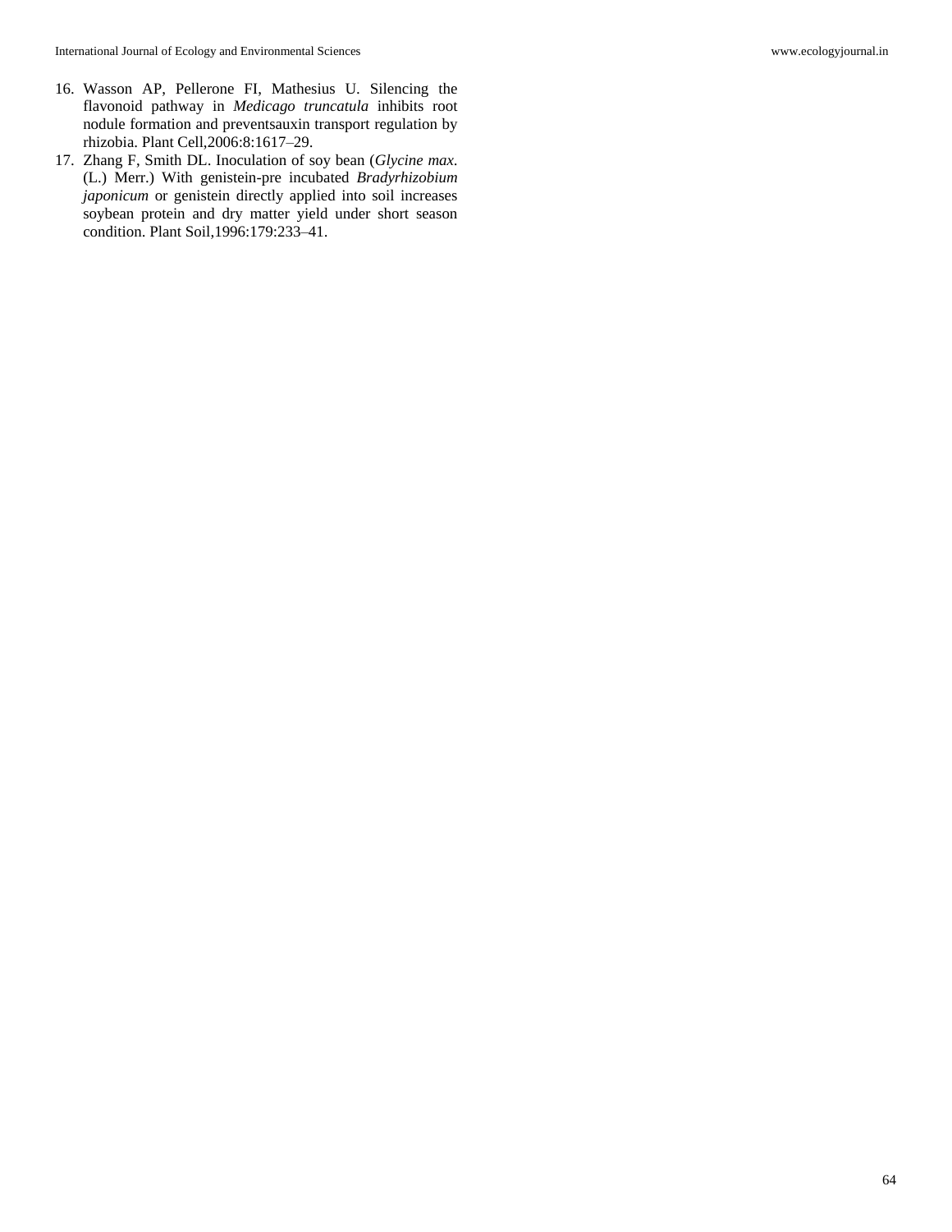16. Wasson AP, Pellerone FI, Mathesius U. Silencing the flavonoid pathway in *Medicago truncatula* inhibits root nodule formation and preventsauxin transport regulation by rhizobia. Plant Cell,2006:8:1617–29.
17. Zhang F, Smith DL. Inoculation of soy bean (*Glycine max.* (L.) Merr.) With genistein-pre incubated *Bradyrhizobium japonicum* or genistein directly applied into soil increases soybean protein and dry matter yield under short season condition. Plant Soil,1996:179:233–41.